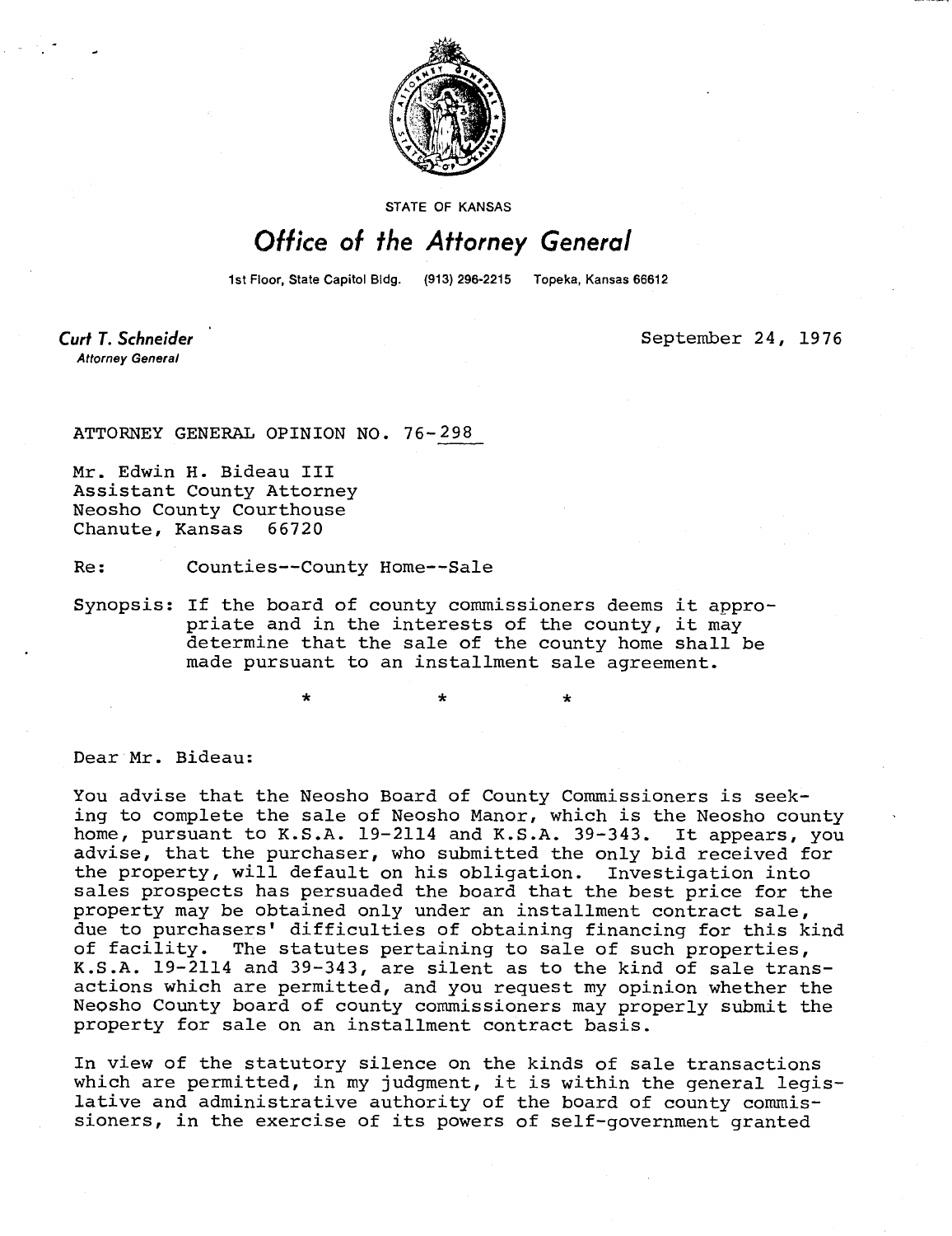STATE OF KANSAS

# *Office of the Attorney General*

1st Floor, State Capitol Bldg. (913) 296-2215 Topeka, Kansas 66612

**Curt T. Schneider**
*Attorney General*

September 24, 1976

ATTORNEY GENERAL OPINION NO. 76-298

Mr. Edwin H. Bideau III
Assistant County Attorney
Neosho County Courthouse
Chanute, Kansas 66720

Re: Counties--County Home--Sale

Synopsis: If the board of county commissioners deems it appropriate and in the interests of the county, it may determine that the sale of the county home shall be made pursuant to an installment sale agreement.

\* \* \*

Dear Mr. Bideau:

You advise that the Neosho Board of County Commissioners is seeking to complete the sale of Neosho Manor, which is the Neosho county home, pursuant to K.S.A. 19-2114 and K.S.A. 39-343. It appears, you advise, that the purchaser, who submitted the only bid received for the property, will default on his obligation. Investigation into sales prospects has persuaded the board that the best price for the property may be obtained only under an installment contract sale, due to purchasers' difficulties of obtaining financing for this kind of facility. The statutes pertaining to sale of such properties, K.S.A. 19-2114 and 39-343, are silent as to the kind of sale transactions which are permitted, and you request my opinion whether the Neosho County board of county commissioners may properly submit the property for sale on an installment contract basis.

In view of the statutory silence on the kinds of sale transactions which are permitted, in my judgment, it is within the general legislative and administrative authority of the board of county commissioners, in the exercise of its powers of self-government granted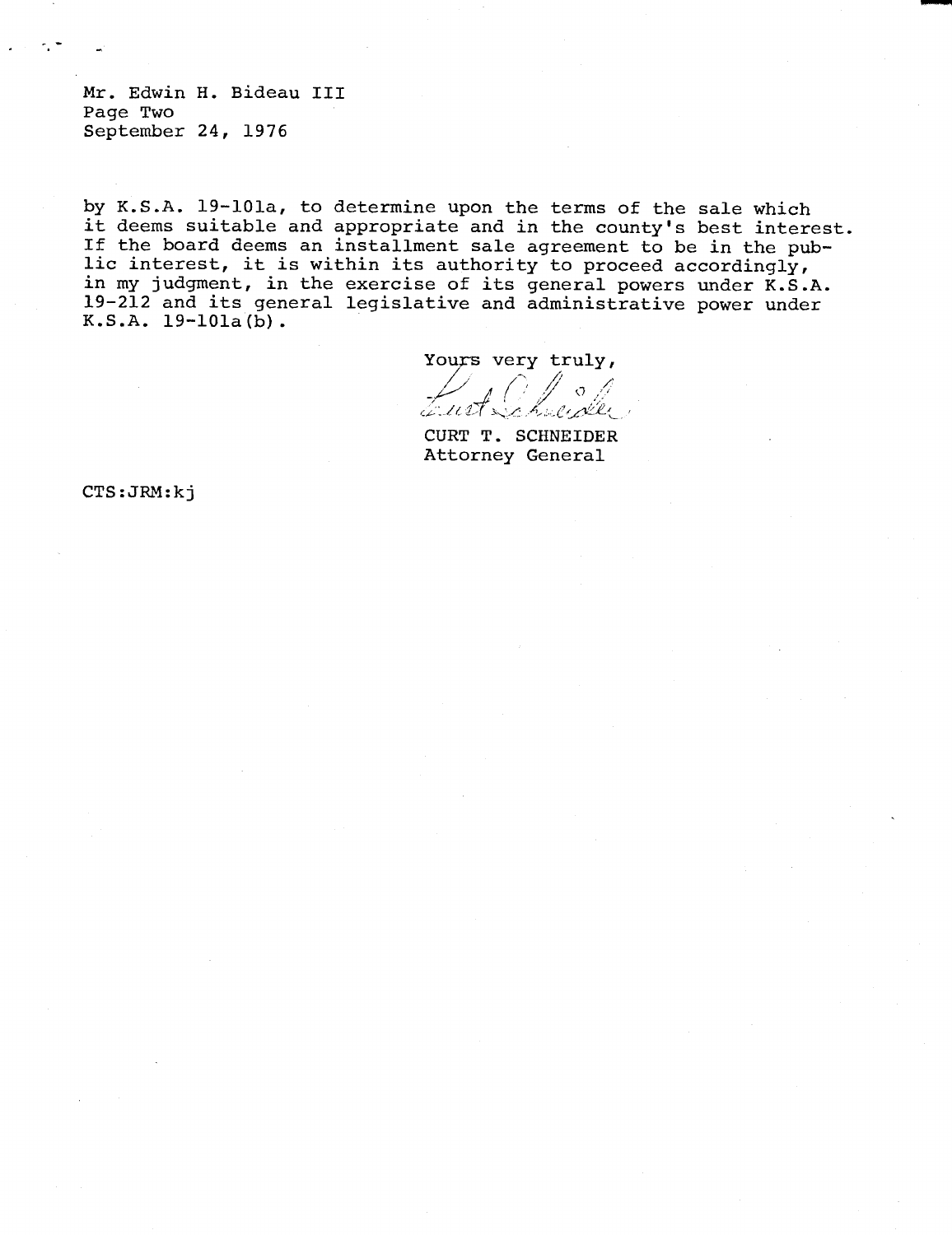Mr. Edwin H. Bideau III
Page Two
September 24, 1976

by K.S.A. 19-101a, to determine upon the terms of the sale which it deems suitable and appropriate and in the county's best interest. If the board deems an installment sale agreement to be in the public interest, it is within its authority to proceed accordingly, in my judgment, in the exercise of its general powers under K.S.A. 19-212 and its general legislative and administrative power under K.S.A. 19-101a(b).

Yours very truly,

CURT T. SCHNEIDER
Attorney General

CTS:JRM:kj